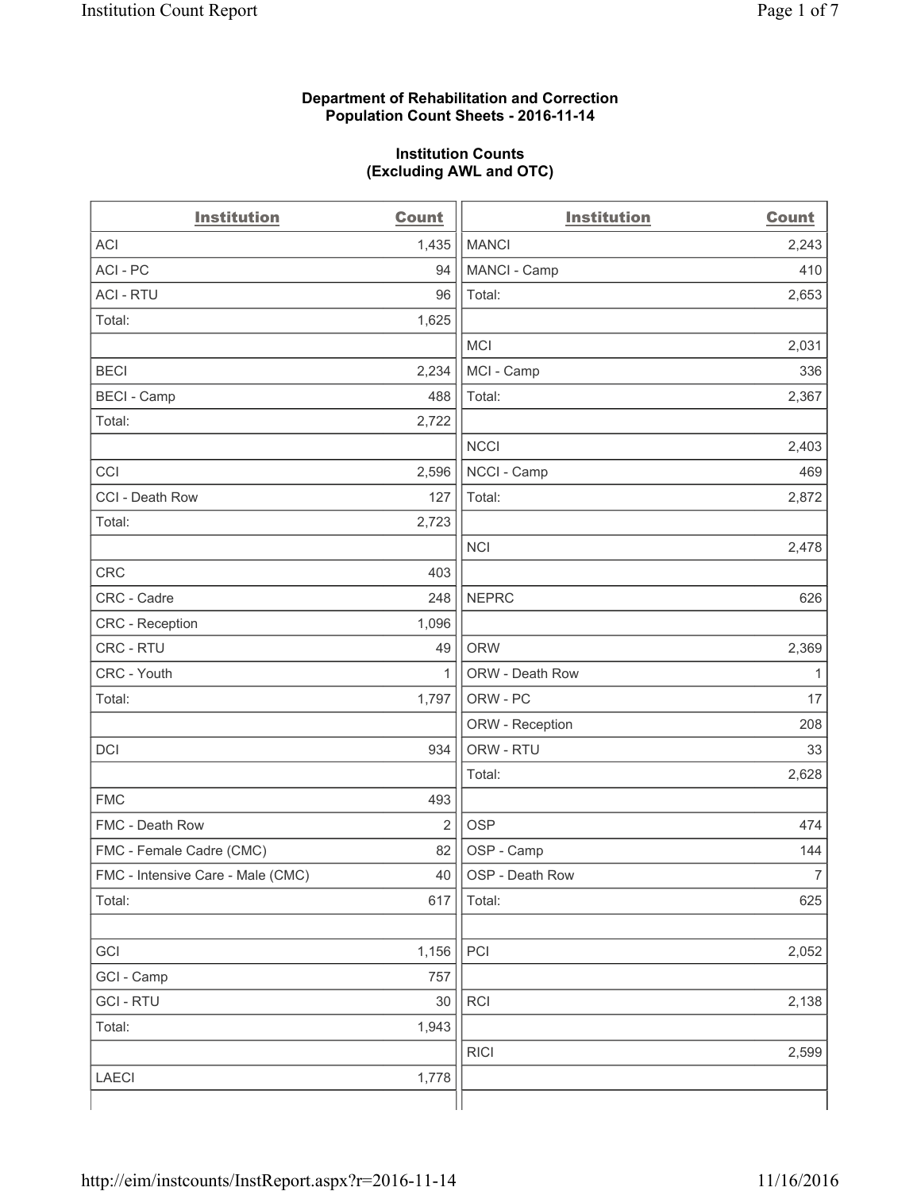**Department of Rehabilitation and Correction**
**Population Count Sheets - 2016-11-14**

**Institution Counts**
**(Excluding AWL and OTC)**

| Institution | Count |
|---|---|
| ACI | 1,435 |
| ACI - PC | 94 |
| ACI - RTU | 96 |
| Total: | 1,625 |
| | |
| BECI | 2,234 |
| BECI - Camp | 488 |
| Total: | 2,722 |
| | |
| CCI | 2,596 |
| CCI - Death Row | 127 |
| Total: | 2,723 |
| | |
| CRC | 403 |
| CRC - Cadre | 248 |
| CRC - Reception | 1,096 |
| CRC - RTU | 49 |
| CRC - Youth | 1 |
| Total: | 1,797 |
| | |
| DCI | 934 |
| | |
| FMC | 493 |
| FMC - Death Row | 2 |
| FMC - Female Cadre (CMC) | 82 |
| FMC - Intensive Care - Male (CMC) | 40 |
| Total: | 617 |
| | |
| GCI | 1,156 |
| GCI - Camp | 757 |
| GCI - RTU | 30 |
| Total: | 1,943 |
| | |
| LAECI | 1,778 |

| Institution | Count |
|---|---|
| MANCI | 2,243 |
| MANCI - Camp | 410 |
| Total: | 2,653 |
| | |
| MCI | 2,031 |
| MCI - Camp | 336 |
| Total: | 2,367 |
| | |
| NCCI | 2,403 |
| NCCI - Camp | 469 |
| Total: | 2,872 |
| | |
| NCI | 2,478 |
| | |
| NEPRC | 626 |
| | |
| ORW | 2,369 |
| ORW - Death Row | 1 |
| ORW - PC | 17 |
| ORW - Reception | 208 |
| ORW - RTU | 33 |
| Total: | 2,628 |
| | |
| OSP | 474 |
| OSP - Camp | 144 |
| OSP - Death Row | 7 |
| Total: | 625 |
| | |
| PCI | 2,052 |
| | |
| RCI | 2,138 |
| | |
| RICI | 2,599 |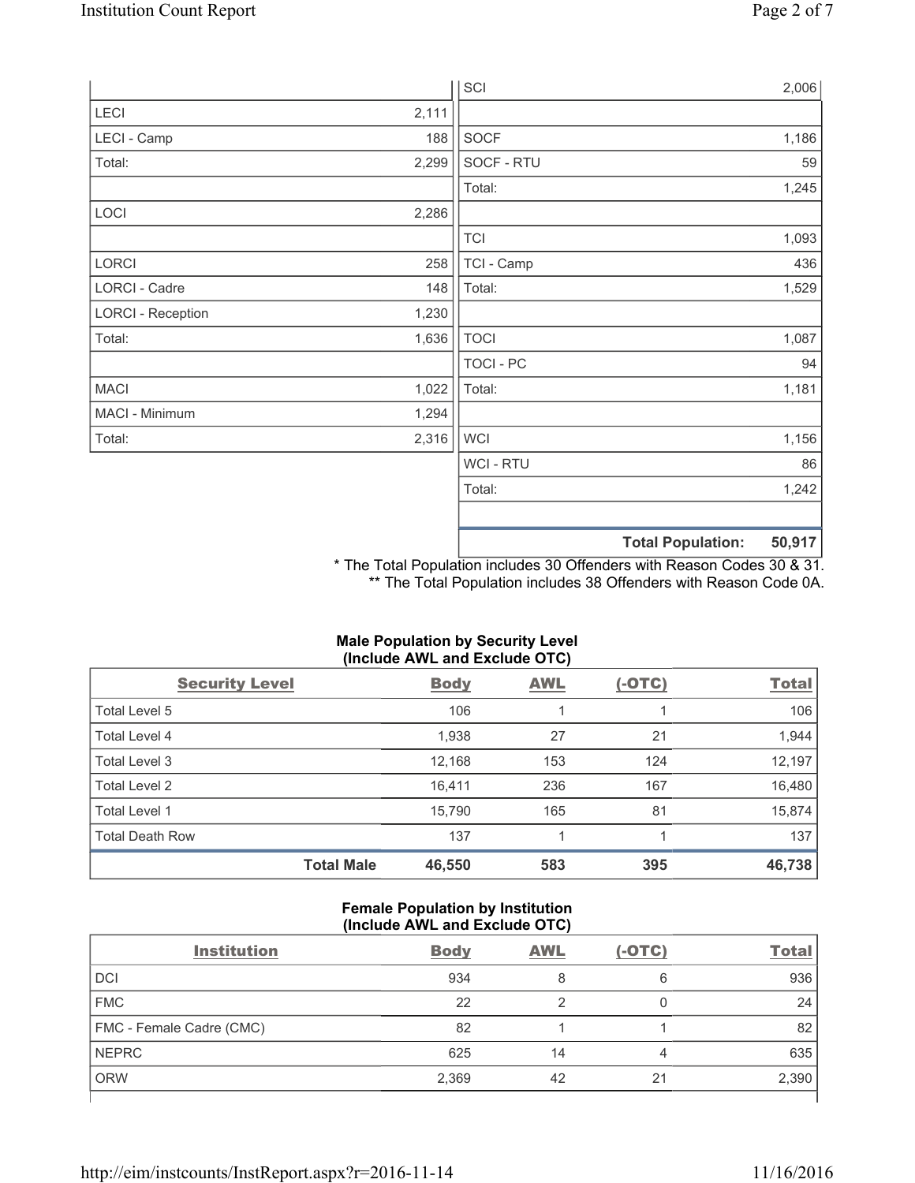| | |
|---|---|
| LECI | 2,111 |
| LECI - Camp | 188 |
| Total: | 2,299 |
| | |
| LOCI | 2,286 |
| | |
| LORCI | 258 |
| LORCI - Cadre | 148 |
| LORCI - Reception | 1,230 |
| Total: | 1,636 |
| | |
| MACI | 1,022 |
| MACI - Minimum | 1,294 |
| Total: | 2,316 |

| | |
|---|---|
| SCI | 2,006 |
| | |
| SOCF | 1,186 |
| SOCF - RTU | 59 |
| Total: | 1,245 |
| | |
| TCI | 1,093 |
| TCI - Camp | 436 |
| Total: | 1,529 |
| | |
| TOCI | 1,087 |
| TOCI - PC | 94 |
| Total: | 1,181 |
| | |
| WCI | 1,156 |
| WCI - RTU | 86 |
| Total: | 1,242 |
| | |
| **Total Population:** | **50,917** |

\* The Total Population includes 30 Offenders with Reason Codes 30 & 31.
\*\* The Total Population includes 38 Offenders with Reason Code 0A.

**Male Population by Security Level (Include AWL and Exclude OTC)**

| Security Level | Body | AWL | (-OTC) | Total |
|---|---|---|---|---|
| Total Level 5 | 106 | 1 | 1 | 106 |
| Total Level 4 | 1,938 | 27 | 21 | 1,944 |
| Total Level 3 | 12,168 | 153 | 124 | 12,197 |
| Total Level 2 | 16,411 | 236 | 167 | 16,480 |
| Total Level 1 | 15,790 | 165 | 81 | 15,874 |
| Total Death Row | 137 | 1 | 1 | 137 |
| **Total Male** | **46,550** | **583** | **395** | **46,738** |

**Female Population by Institution (Include AWL and Exclude OTC)**

| Institution | Body | AWL | (-OTC) | Total |
|---|---|---|---|---|
| DCI | 934 | 8 | 6 | 936 |
| FMC | 22 | 2 | 0 | 24 |
| FMC - Female Cadre (CMC) | 82 | 1 | 1 | 82 |
| NEPRC | 625 | 14 | 4 | 635 |
| ORW | 2,369 | 42 | 21 | 2,390 |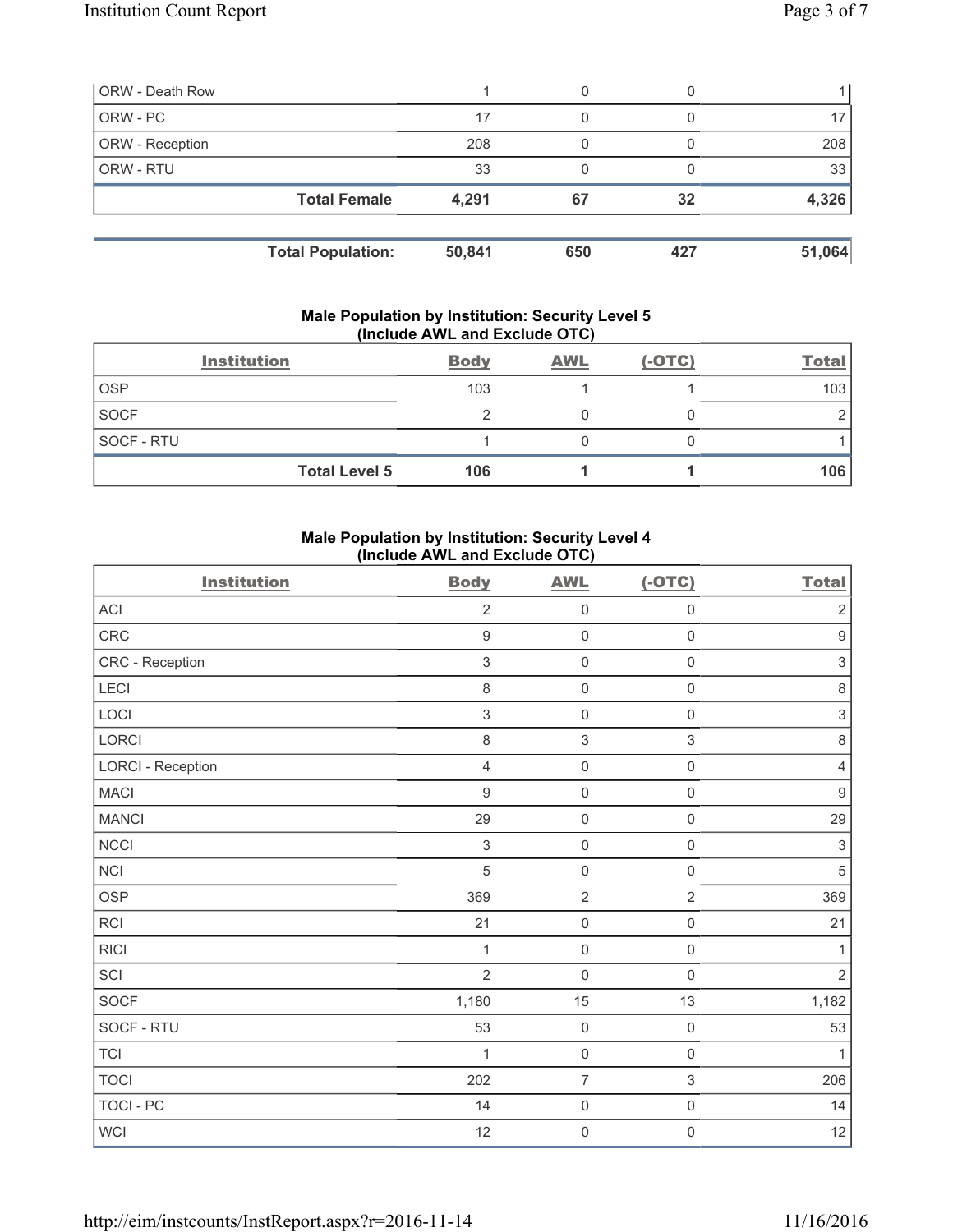| ORW - Death Row | 1 | 0 | 0 | 1 |
|---|---|---|---|---|
| ORW - PC | 17 | 0 | 0 | 17 |
| ORW - Reception | 208 | 0 | 0 | 208 |
| ORW - RTU | 33 | 0 | 0 | 33 |
| **Total Female** | **4,291** | **67** | **32** | **4,326** |

| **Total Population:** | **50,841** | **650** | **427** | **51,064** |
|---|---|---|---|---|

### Male Population by Institution: Security Level 5 (Include AWL and Exclude OTC)

| Institution | Body | AWL | (-OTC) | Total |
|---|---|---|---|---|
| OSP | 103 | 1 | 1 | 103 |
| SOCF | 2 | 0 | 0 | 2 |
| SOCF - RTU | 1 | 0 | 0 | 1 |
| **Total Level 5** | **106** | **1** | **1** | **106** |

### Male Population by Institution: Security Level 4 (Include AWL and Exclude OTC)

| Institution | Body | AWL | (-OTC) | Total |
|---|---|---|---|---|
| ACI | 2 | 0 | 0 | 2 |
| CRC | 9 | 0 | 0 | 9 |
| CRC - Reception | 3 | 0 | 0 | 3 |
| LECI | 8 | 0 | 0 | 8 |
| LOCI | 3 | 0 | 0 | 3 |
| LORCI | 8 | 3 | 3 | 8 |
| LORCI - Reception | 4 | 0 | 0 | 4 |
| MACI | 9 | 0 | 0 | 9 |
| MANCI | 29 | 0 | 0 | 29 |
| NCCI | 3 | 0 | 0 | 3 |
| NCI | 5 | 0 | 0 | 5 |
| OSP | 369 | 2 | 2 | 369 |
| RCI | 21 | 0 | 0 | 21 |
| RICI | 1 | 0 | 0 | 1 |
| SCI | 2 | 0 | 0 | 2 |
| SOCF | 1,180 | 15 | 13 | 1,182 |
| SOCF - RTU | 53 | 0 | 0 | 53 |
| TCI | 1 | 0 | 0 | 1 |
| TOCI | 202 | 7 | 3 | 206 |
| TOCI - PC | 14 | 0 | 0 | 14 |
| WCI | 12 | 0 | 0 | 12 |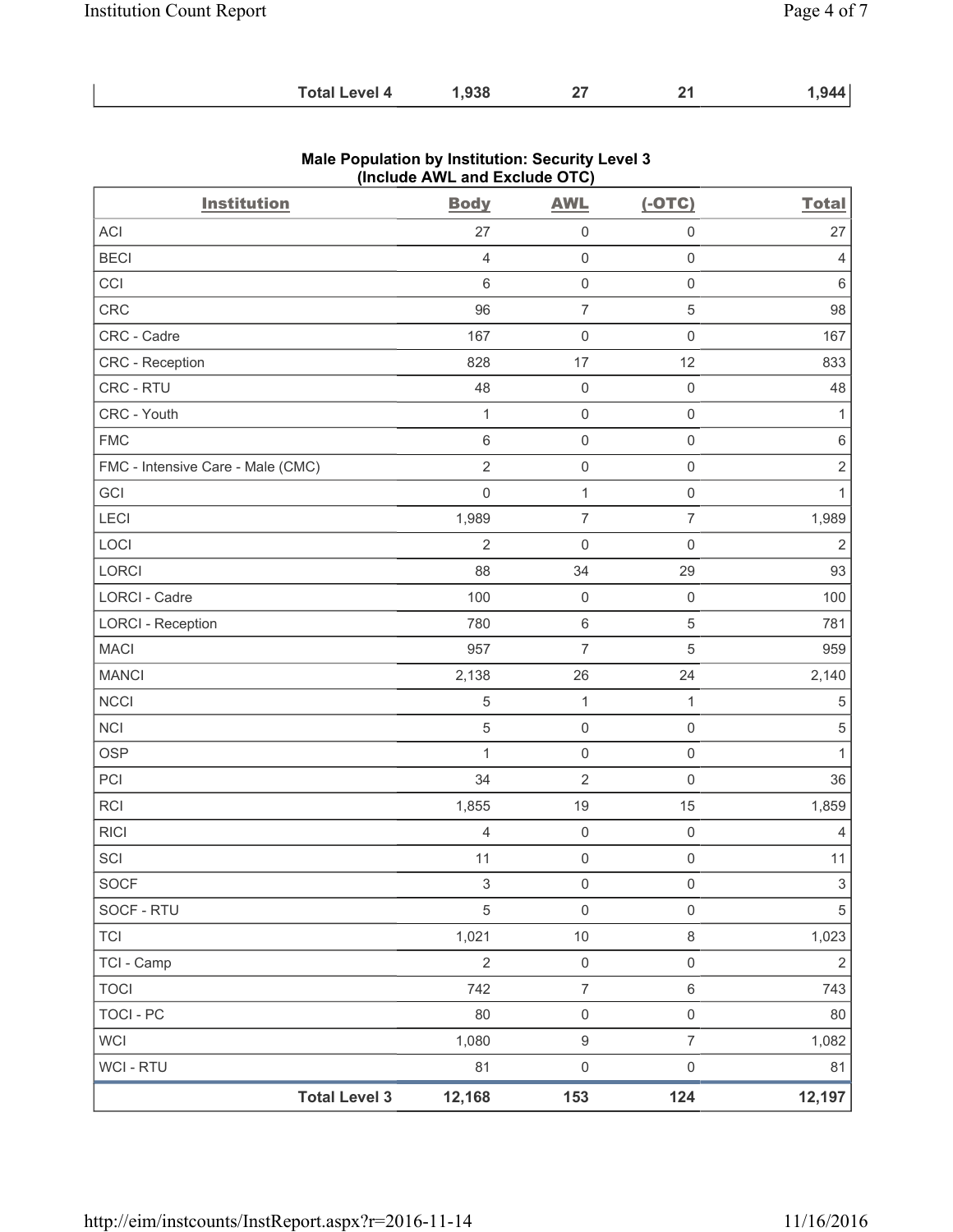| | | | | |
|---|---|---|---|---|
| **Total Level 4** | **1,938** | **27** | **21** | **1,944** |

**Male Population by Institution: Security Level 3 (Include AWL and Exclude OTC)**

| Institution | Body | AWL | (-OTC) | Total |
|---|---|---|---|---|
| ACI | 27 | 0 | 0 | 27 |
| BECI | 4 | 0 | 0 | 4 |
| CCI | 6 | 0 | 0 | 6 |
| CRC | 96 | 7 | 5 | 98 |
| CRC - Cadre | 167 | 0 | 0 | 167 |
| CRC - Reception | 828 | 17 | 12 | 833 |
| CRC - RTU | 48 | 0 | 0 | 48 |
| CRC - Youth | 1 | 0 | 0 | 1 |
| FMC | 6 | 0 | 0 | 6 |
| FMC - Intensive Care - Male (CMC) | 2 | 0 | 0 | 2 |
| GCI | 0 | 1 | 0 | 1 |
| LECI | 1,989 | 7 | 7 | 1,989 |
| LOCI | 2 | 0 | 0 | 2 |
| LORCI | 88 | 34 | 29 | 93 |
| LORCI - Cadre | 100 | 0 | 0 | 100 |
| LORCI - Reception | 780 | 6 | 5 | 781 |
| MACI | 957 | 7 | 5 | 959 |
| MANCI | 2,138 | 26 | 24 | 2,140 |
| NCCI | 5 | 1 | 1 | 5 |
| NCI | 5 | 0 | 0 | 5 |
| OSP | 1 | 0 | 0 | 1 |
| PCI | 34 | 2 | 0 | 36 |
| RCI | 1,855 | 19 | 15 | 1,859 |
| RICI | 4 | 0 | 0 | 4 |
| SCI | 11 | 0 | 0 | 11 |
| SOCF | 3 | 0 | 0 | 3 |
| SOCF - RTU | 5 | 0 | 0 | 5 |
| TCI | 1,021 | 10 | 8 | 1,023 |
| TCI - Camp | 2 | 0 | 0 | 2 |
| TOCI | 742 | 7 | 6 | 743 |
| TOCI - PC | 80 | 0 | 0 | 80 |
| WCI | 1,080 | 9 | 7 | 1,082 |
| WCI - RTU | 81 | 0 | 0 | 81 |
| **Total Level 3** | **12,168** | **153** | **124** | **12,197** |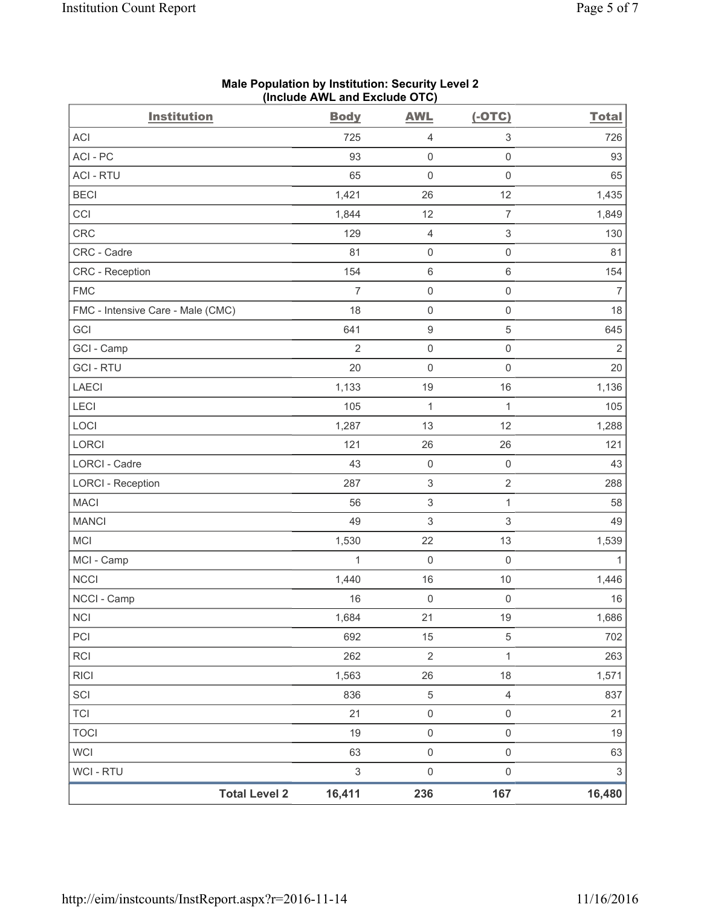**Male Population by Institution: Security Level 2 (Include AWL and Exclude OTC)**

| Institution | Body | AWL | (-OTC) | Total |
|---|---|---|---|---|
| ACI | 725 | 4 | 3 | 726 |
| ACI - PC | 93 | 0 | 0 | 93 |
| ACI - RTU | 65 | 0 | 0 | 65 |
| BECI | 1,421 | 26 | 12 | 1,435 |
| CCI | 1,844 | 12 | 7 | 1,849 |
| CRC | 129 | 4 | 3 | 130 |
| CRC - Cadre | 81 | 0 | 0 | 81 |
| CRC - Reception | 154 | 6 | 6 | 154 |
| FMC | 7 | 0 | 0 | 7 |
| FMC - Intensive Care - Male (CMC) | 18 | 0 | 0 | 18 |
| GCI | 641 | 9 | 5 | 645 |
| GCI - Camp | 2 | 0 | 0 | 2 |
| GCI - RTU | 20 | 0 | 0 | 20 |
| LAECI | 1,133 | 19 | 16 | 1,136 |
| LECI | 105 | 1 | 1 | 105 |
| LOCI | 1,287 | 13 | 12 | 1,288 |
| LORCI | 121 | 26 | 26 | 121 |
| LORCI - Cadre | 43 | 0 | 0 | 43 |
| LORCI - Reception | 287 | 3 | 2 | 288 |
| MACI | 56 | 3 | 1 | 58 |
| MANCI | 49 | 3 | 3 | 49 |
| MCI | 1,530 | 22 | 13 | 1,539 |
| MCI - Camp | 1 | 0 | 0 | 1 |
| NCCI | 1,440 | 16 | 10 | 1,446 |
| NCCI - Camp | 16 | 0 | 0 | 16 |
| NCI | 1,684 | 21 | 19 | 1,686 |
| PCI | 692 | 15 | 5 | 702 |
| RCI | 262 | 2 | 1 | 263 |
| RICI | 1,563 | 26 | 18 | 1,571 |
| SCI | 836 | 5 | 4 | 837 |
| TCI | 21 | 0 | 0 | 21 |
| TOCI | 19 | 0 | 0 | 19 |
| WCI | 63 | 0 | 0 | 63 |
| WCI - RTU | 3 | 0 | 0 | 3 |
| **Total Level 2** | **16,411** | **236** | **167** | **16,480** |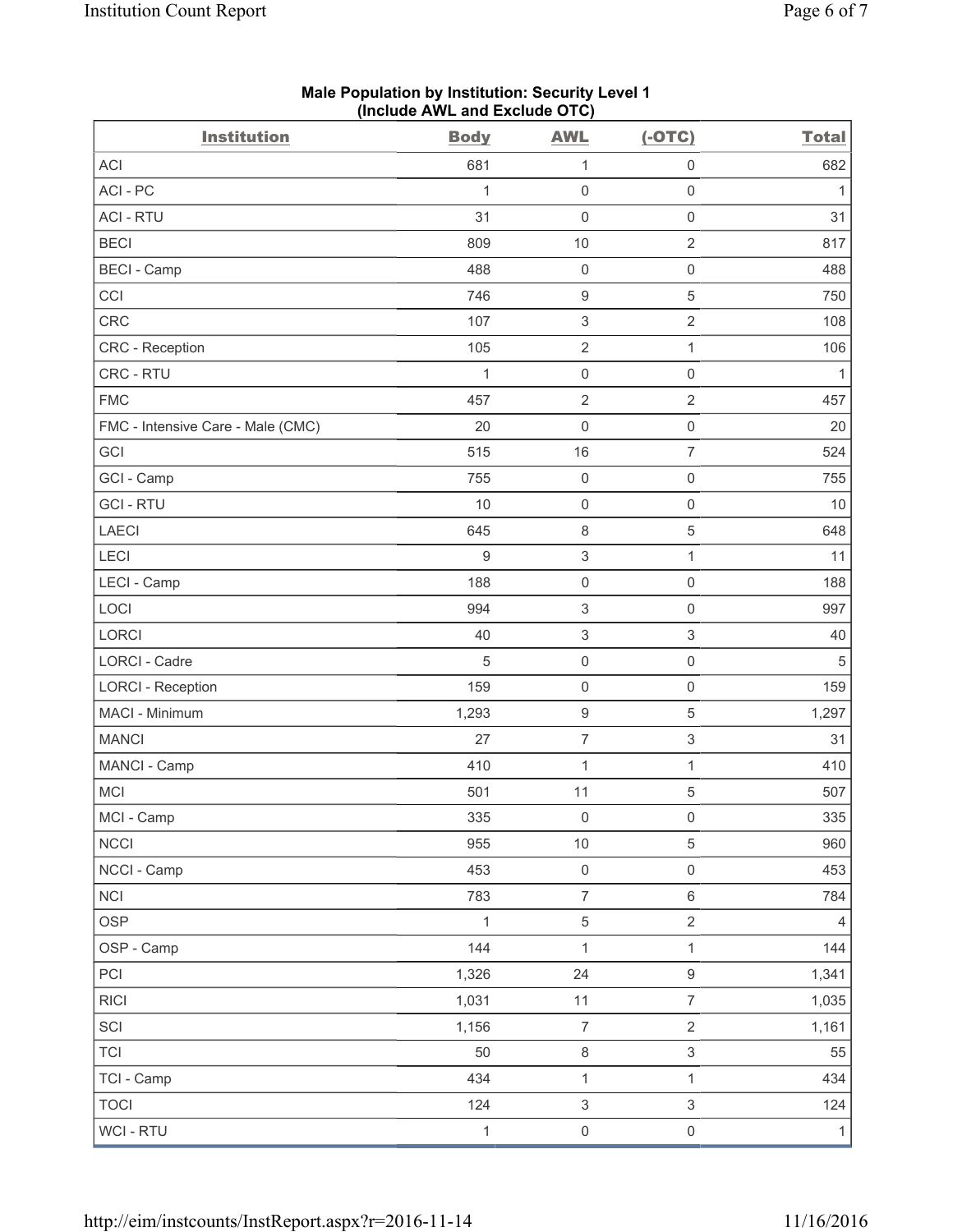**Male Population by Institution: Security Level 1 (Include AWL and Exclude OTC)**

| Institution | Body | AWL | (-OTC) | Total |
|---|---|---|---|---|
| ACI | 681 | 1 | 0 | 682 |
| ACI - PC | 1 | 0 | 0 | 1 |
| ACI - RTU | 31 | 0 | 0 | 31 |
| BECI | 809 | 10 | 2 | 817 |
| BECI - Camp | 488 | 0 | 0 | 488 |
| CCI | 746 | 9 | 5 | 750 |
| CRC | 107 | 3 | 2 | 108 |
| CRC - Reception | 105 | 2 | 1 | 106 |
| CRC - RTU | 1 | 0 | 0 | 1 |
| FMC | 457 | 2 | 2 | 457 |
| FMC - Intensive Care - Male (CMC) | 20 | 0 | 0 | 20 |
| GCI | 515 | 16 | 7 | 524 |
| GCI - Camp | 755 | 0 | 0 | 755 |
| GCI - RTU | 10 | 0 | 0 | 10 |
| LAECI | 645 | 8 | 5 | 648 |
| LECI | 9 | 3 | 1 | 11 |
| LECI - Camp | 188 | 0 | 0 | 188 |
| LOCI | 994 | 3 | 0 | 997 |
| LORCI | 40 | 3 | 3 | 40 |
| LORCI - Cadre | 5 | 0 | 0 | 5 |
| LORCI - Reception | 159 | 0 | 0 | 159 |
| MACI - Minimum | 1,293 | 9 | 5 | 1,297 |
| MANCI | 27 | 7 | 3 | 31 |
| MANCI - Camp | 410 | 1 | 1 | 410 |
| MCI | 501 | 11 | 5 | 507 |
| MCI - Camp | 335 | 0 | 0 | 335 |
| NCCI | 955 | 10 | 5 | 960 |
| NCCI - Camp | 453 | 0 | 0 | 453 |
| NCI | 783 | 7 | 6 | 784 |
| OSP | 1 | 5 | 2 | 4 |
| OSP - Camp | 144 | 1 | 1 | 144 |
| PCI | 1,326 | 24 | 9 | 1,341 |
| RICI | 1,031 | 11 | 7 | 1,035 |
| SCI | 1,156 | 7 | 2 | 1,161 |
| TCI | 50 | 8 | 3 | 55 |
| TCI - Camp | 434 | 1 | 1 | 434 |
| TOCI | 124 | 3 | 3 | 124 |
| WCI - RTU | 1 | 0 | 0 | 1 |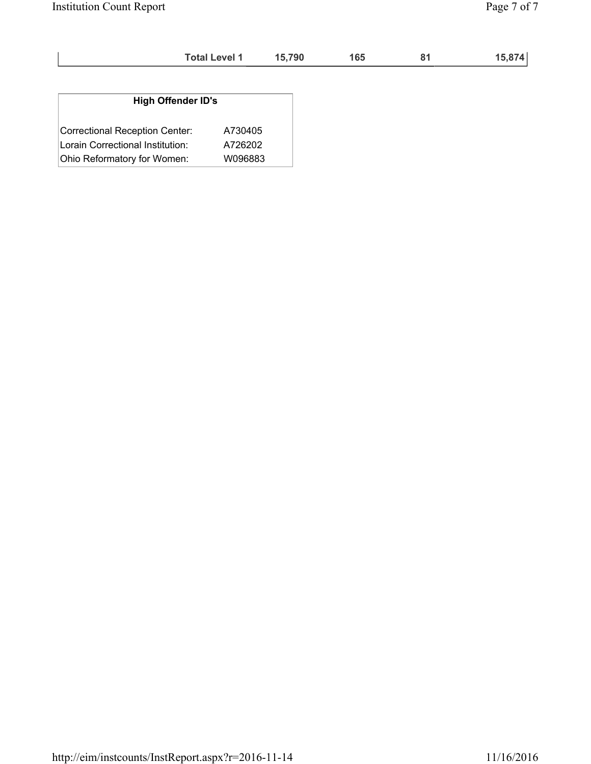| | | | | |
|---|---|---|---|---|
| **Total Level 1** | **15,790** | **165** | **81** | **15,874** |

| **High Offender ID's** | |
|---|---|
| Correctional Reception Center: | A730405 |
| Lorain Correctional Institution: | A726202 |
| Ohio Reformatory for Women: | W096883 |